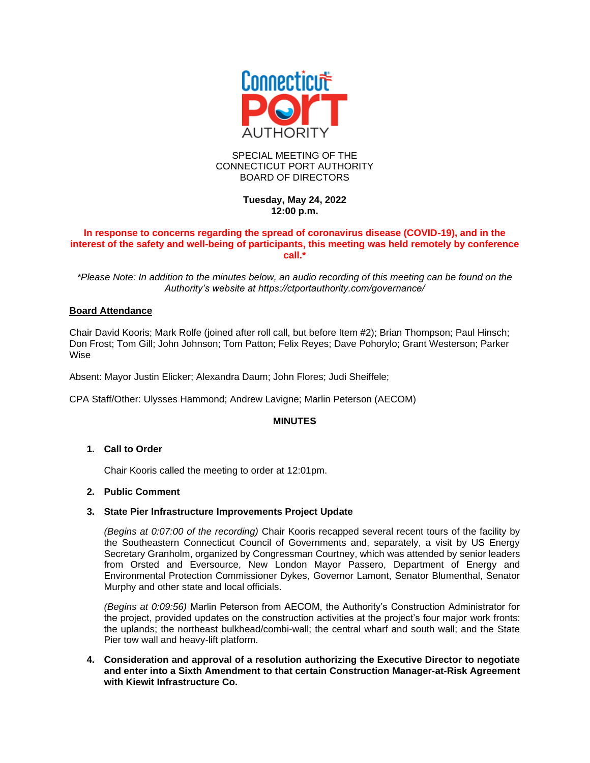SPECIAL MEETING OF THE
CONNECTICUT PORT AUTHORITY
BOARD OF DIRECTORS

**Tuesday, May 24, 2022**
**12:00 p.m.**

**In response to concerns regarding the spread of coronavirus disease (COVID-19), and in the interest of the safety and well-being of participants, this meeting was held remotely by conference call.***

*\*Please Note: In addition to the minutes below, an audio recording of this meeting can be found on the Authority's website at https://ctportauthority.com/governance/*

**<u>Board Attendance</u>**

Chair David Kooris; Mark Rolfe (joined after roll call, but before Item #2); Brian Thompson; Paul Hinsch; Don Frost; Tom Gill; John Johnson; Tom Patton; Felix Reyes; Dave Pohorylo; Grant Westerson; Parker Wise

Absent: Mayor Justin Elicker; Alexandra Daum; John Flores; Judi Sheiffele;

CPA Staff/Other: Ulysses Hammond; Andrew Lavigne; Marlin Peterson (AECOM)

**MINUTES**

1. **Call to Order**

   Chair Kooris called the meeting to order at 12:01pm.

2. **Public Comment**

3. **State Pier Infrastructure Improvements Project Update**

   *(Begins at 0:07:00 of the recording)* Chair Kooris recapped several recent tours of the facility by the Southeastern Connecticut Council of Governments and, separately, a visit by US Energy Secretary Granholm, organized by Congressman Courtney, which was attended by senior leaders from Orsted and Eversource, New London Mayor Passero, Department of Energy and Environmental Protection Commissioner Dykes, Governor Lamont, Senator Blumenthal, Senator Murphy and other state and local officials.

   *(Begins at 0:09:56)* Marlin Peterson from AECOM, the Authority's Construction Administrator for the project, provided updates on the construction activities at the project's four major work fronts: the uplands; the northeast bulkhead/combi-wall; the central wharf and south wall; and the State Pier tow wall and heavy-lift platform.

4. **Consideration and approval of a resolution authorizing the Executive Director to negotiate and enter into a Sixth Amendment to that certain Construction Manager-at-Risk Agreement with Kiewit Infrastructure Co.**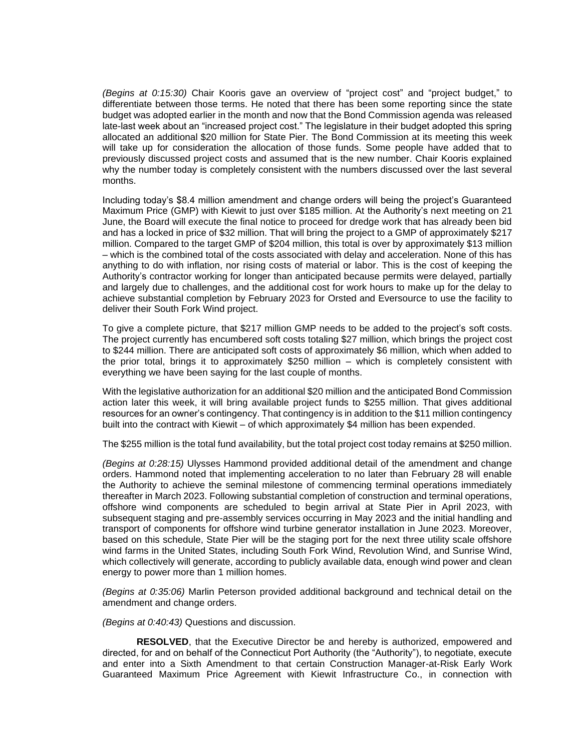*(Begins at 0:15:30)* Chair Kooris gave an overview of "project cost" and "project budget," to differentiate between those terms. He noted that there has been some reporting since the state budget was adopted earlier in the month and now that the Bond Commission agenda was released late-last week about an "increased project cost." The legislature in their budget adopted this spring allocated an additional $20 million for State Pier. The Bond Commission at its meeting this week will take up for consideration the allocation of those funds. Some people have added that to previously discussed project costs and assumed that is the new number. Chair Kooris explained why the number today is completely consistent with the numbers discussed over the last several months.

Including today's $8.4 million amendment and change orders will being the project's Guaranteed Maximum Price (GMP) with Kiewit to just over $185 million. At the Authority's next meeting on 21 June, the Board will execute the final notice to proceed for dredge work that has already been bid and has a locked in price of $32 million. That will bring the project to a GMP of approximately $217 million. Compared to the target GMP of $204 million, this total is over by approximately $13 million – which is the combined total of the costs associated with delay and acceleration. None of this has anything to do with inflation, nor rising costs of material or labor. This is the cost of keeping the Authority's contractor working for longer than anticipated because permits were delayed, partially and largely due to challenges, and the additional cost for work hours to make up for the delay to achieve substantial completion by February 2023 for Orsted and Eversource to use the facility to deliver their South Fork Wind project.

To give a complete picture, that $217 million GMP needs to be added to the project's soft costs. The project currently has encumbered soft costs totaling $27 million, which brings the project cost to $244 million. There are anticipated soft costs of approximately $6 million, which when added to the prior total, brings it to approximately $250 million – which is completely consistent with everything we have been saying for the last couple of months.

With the legislative authorization for an additional $20 million and the anticipated Bond Commission action later this week, it will bring available project funds to $255 million. That gives additional resources for an owner's contingency. That contingency is in addition to the $11 million contingency built into the contract with Kiewit – of which approximately $4 million has been expended.

The $255 million is the total fund availability, but the total project cost today remains at $250 million.

*(Begins at 0:28:15)* Ulysses Hammond provided additional detail of the amendment and change orders. Hammond noted that implementing acceleration to no later than February 28 will enable the Authority to achieve the seminal milestone of commencing terminal operations immediately thereafter in March 2023. Following substantial completion of construction and terminal operations, offshore wind components are scheduled to begin arrival at State Pier in April 2023, with subsequent staging and pre-assembly services occurring in May 2023 and the initial handling and transport of components for offshore wind turbine generator installation in June 2023. Moreover, based on this schedule, State Pier will be the staging port for the next three utility scale offshore wind farms in the United States, including South Fork Wind, Revolution Wind, and Sunrise Wind, which collectively will generate, according to publicly available data, enough wind power and clean energy to power more than 1 million homes.

*(Begins at 0:35:06)* Marlin Peterson provided additional background and technical detail on the amendment and change orders.

*(Begins at 0:40:43)* Questions and discussion.

**RESOLVED**, that the Executive Director be and hereby is authorized, empowered and directed, for and on behalf of the Connecticut Port Authority (the "Authority"), to negotiate, execute and enter into a Sixth Amendment to that certain Construction Manager-at-Risk Early Work Guaranteed Maximum Price Agreement with Kiewit Infrastructure Co., in connection with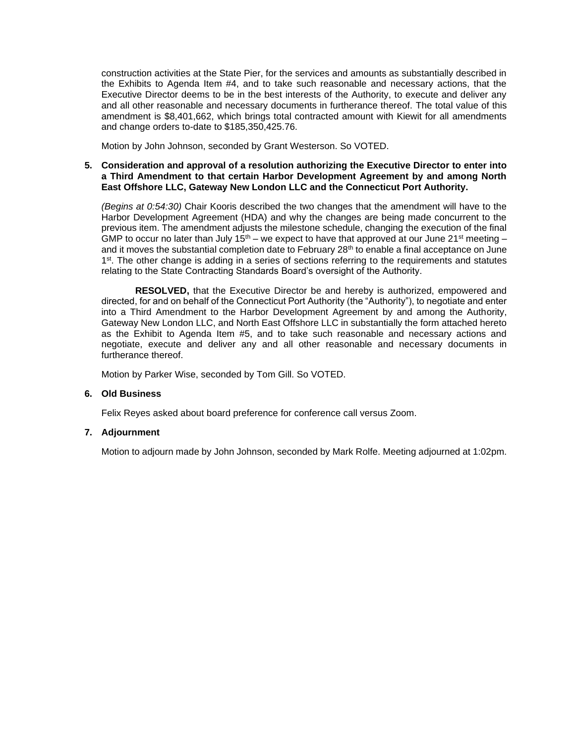construction activities at the State Pier, for the services and amounts as substantially described in the Exhibits to Agenda Item #4, and to take such reasonable and necessary actions, that the Executive Director deems to be in the best interests of the Authority, to execute and deliver any and all other reasonable and necessary documents in furtherance thereof. The total value of this amendment is $8,401,662, which brings total contracted amount with Kiewit for all amendments and change orders to-date to $185,350,425.76.

Motion by John Johnson, seconded by Grant Westerson. So VOTED.

**5. Consideration and approval of a resolution authorizing the Executive Director to enter into a Third Amendment to that certain Harbor Development Agreement by and among North East Offshore LLC, Gateway New London LLC and the Connecticut Port Authority.**

*(Begins at 0:54:30)* Chair Kooris described the two changes that the amendment will have to the Harbor Development Agreement (HDA) and why the changes are being made concurrent to the previous item. The amendment adjusts the milestone schedule, changing the execution of the final GMP to occur no later than July 15th – we expect to have that approved at our June 21st meeting – and it moves the substantial completion date to February 28th to enable a final acceptance on June 1st. The other change is adding in a series of sections referring to the requirements and statutes relating to the State Contracting Standards Board's oversight of the Authority.

**RESOLVED,** that the Executive Director be and hereby is authorized, empowered and directed, for and on behalf of the Connecticut Port Authority (the "Authority"), to negotiate and enter into a Third Amendment to the Harbor Development Agreement by and among the Authority, Gateway New London LLC, and North East Offshore LLC in substantially the form attached hereto as the Exhibit to Agenda Item #5, and to take such reasonable and necessary actions and negotiate, execute and deliver any and all other reasonable and necessary documents in furtherance thereof.

Motion by Parker Wise, seconded by Tom Gill. So VOTED.

**6. Old Business**

Felix Reyes asked about board preference for conference call versus Zoom.

**7. Adjournment**

Motion to adjourn made by John Johnson, seconded by Mark Rolfe. Meeting adjourned at 1:02pm.